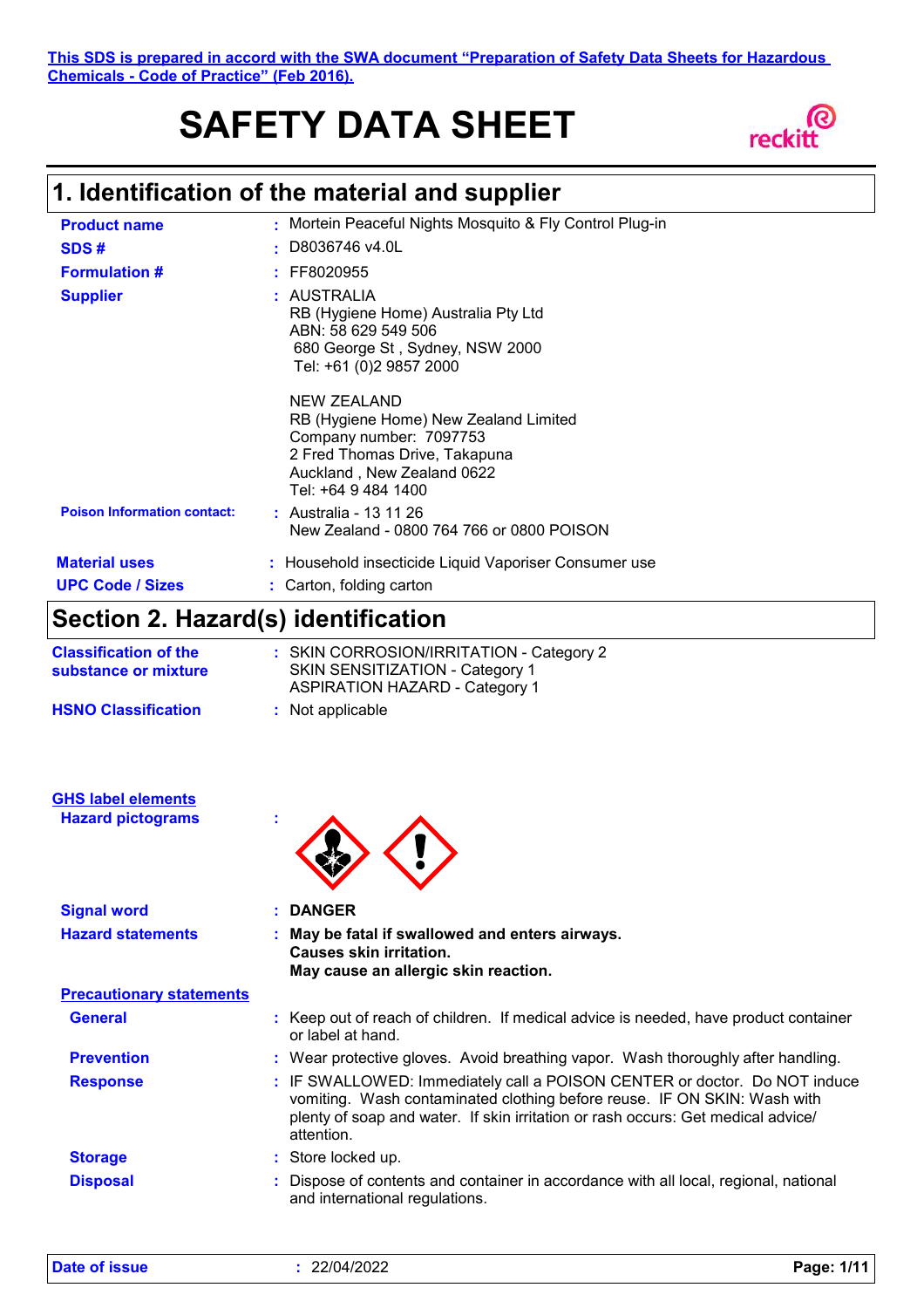This SDS is prepared in accord with the SWA document "Preparation of Safety Data Sheets for Hazardous Chemicals - Code of Practice" (Feb 2016).

# SAFETY DATA SHEET

## 1. Identification of the material and supplier

**Product name** : Mortein Peaceful Nights Mosquito & Fly Control Plug-in

**SDS #** : D8036746 v4.0L

**Formulation #** : FF8020955

**Supplier** : AUSTRALIA
RB (Hygiene Home) Australia Pty Ltd
ABN: 58 629 549 506
680 George St , Sydney, NSW 2000
Tel: +61 (0)2 9857 2000

NEW ZEALAND
RB (Hygiene Home) New Zealand Limited
Company number: 7097753
2 Fred Thomas Drive, Takapuna
Auckland , New Zealand 0622
Tel: +64 9 484 1400

**Poison Information contact:** : Australia - 13 11 26
New Zealand - 0800 764 766 or 0800 POISON

**Material uses** : Household insecticide Liquid Vaporiser Consumer use

**UPC Code / Sizes** : Carton, folding carton

## Section 2. Hazard(s) identification

**Classification of the substance or mixture** : SKIN CORROSION/IRRITATION - Category 2
SKIN SENSITIZATION - Category 1
ASPIRATION HAZARD - Category 1

**HSNO Classification** : Not applicable

**GHS label elements**

**Hazard pictograms** :

**Signal word** : **DANGER**

**Hazard statements** : **May be fatal if swallowed and enters airways.**
**Causes skin irritation.**
**May cause an allergic skin reaction.**

**Precautionary statements**

**General** : Keep out of reach of children. If medical advice is needed, have product container or label at hand.

**Prevention** : Wear protective gloves. Avoid breathing vapor. Wash thoroughly after handling.

**Response** : IF SWALLOWED: Immediately call a POISON CENTER or doctor. Do NOT induce vomiting. Wash contaminated clothing before reuse. IF ON SKIN: Wash with plenty of soap and water. If skin irritation or rash occurs: Get medical advice/ attention.

**Storage** : Store locked up.

**Disposal** : Dispose of contents and container in accordance with all local, regional, national and international regulations.

**Date of issue** : 22/04/2022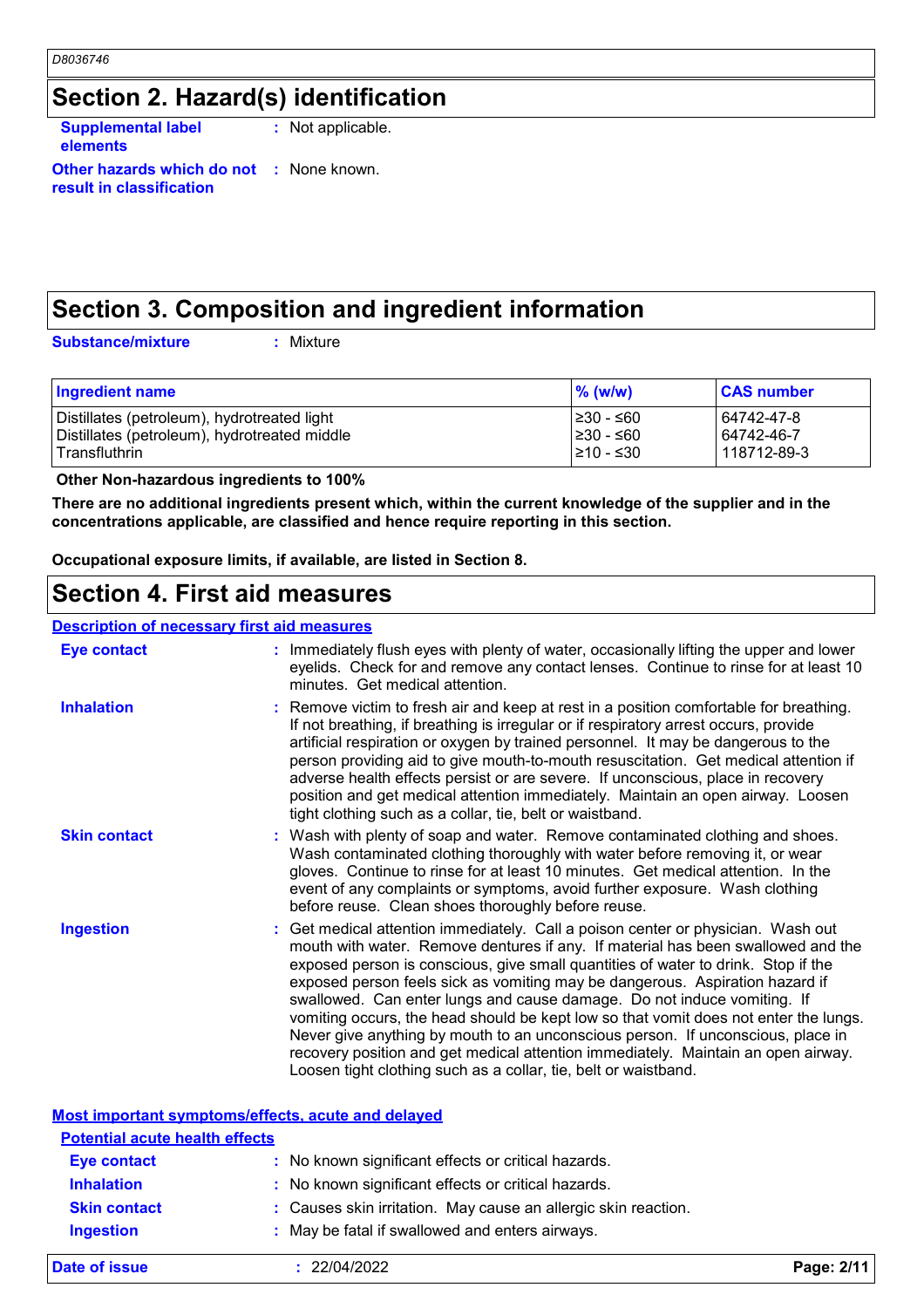## Section 2. Hazard(s) identification

**Supplemental label elements** : Not applicable.

**Other hazards which do not result in classification** : None known.

## Section 3. Composition and ingredient information

**Substance/mixture** : Mixture

| Ingredient name | % (w/w) | CAS number |
|---|---|---|
| Distillates (petroleum), hydrotreated light | ≥30 - ≤60 | 64742-47-8 |
| Distillates (petroleum), hydrotreated middle | ≥30 - ≤60 | 64742-46-7 |
| Transfluthrin | ≥10 - ≤30 | 118712-89-3 |

**Other Non-hazardous ingredients to 100%**

**There are no additional ingredients present which, within the current knowledge of the supplier and in the concentrations applicable, are classified and hence require reporting in this section.**

**Occupational exposure limits, if available, are listed in Section 8.**

## Section 4. First aid measures

### Description of necessary first aid measures

**Eye contact** : Immediately flush eyes with plenty of water, occasionally lifting the upper and lower eyelids. Check for and remove any contact lenses. Continue to rinse for at least 10 minutes. Get medical attention.

**Inhalation** : Remove victim to fresh air and keep at rest in a position comfortable for breathing. If not breathing, if breathing is irregular or if respiratory arrest occurs, provide artificial respiration or oxygen by trained personnel. It may be dangerous to the person providing aid to give mouth-to-mouth resuscitation. Get medical attention if adverse health effects persist or are severe. If unconscious, place in recovery position and get medical attention immediately. Maintain an open airway. Loosen tight clothing such as a collar, tie, belt or waistband.

**Skin contact** : Wash with plenty of soap and water. Remove contaminated clothing and shoes. Wash contaminated clothing thoroughly with water before removing it, or wear gloves. Continue to rinse for at least 10 minutes. Get medical attention. In the event of any complaints or symptoms, avoid further exposure. Wash clothing before reuse. Clean shoes thoroughly before reuse.

**Ingestion** : Get medical attention immediately. Call a poison center or physician. Wash out mouth with water. Remove dentures if any. If material has been swallowed and the exposed person is conscious, give small quantities of water to drink. Stop if the exposed person feels sick as vomiting may be dangerous. Aspiration hazard if swallowed. Can enter lungs and cause damage. Do not induce vomiting. If vomiting occurs, the head should be kept low so that vomit does not enter the lungs. Never give anything by mouth to an unconscious person. If unconscious, place in recovery position and get medical attention immediately. Maintain an open airway. Loosen tight clothing such as a collar, tie, belt or waistband.

### Most important symptoms/effects, acute and delayed

#### Potential acute health effects

**Eye contact** : No known significant effects or critical hazards.

**Inhalation** : No known significant effects or critical hazards.

**Skin contact** : Causes skin irritation. May cause an allergic skin reaction.

**Ingestion** : May be fatal if swallowed and enters airways.

**Date of issue** : 22/04/2022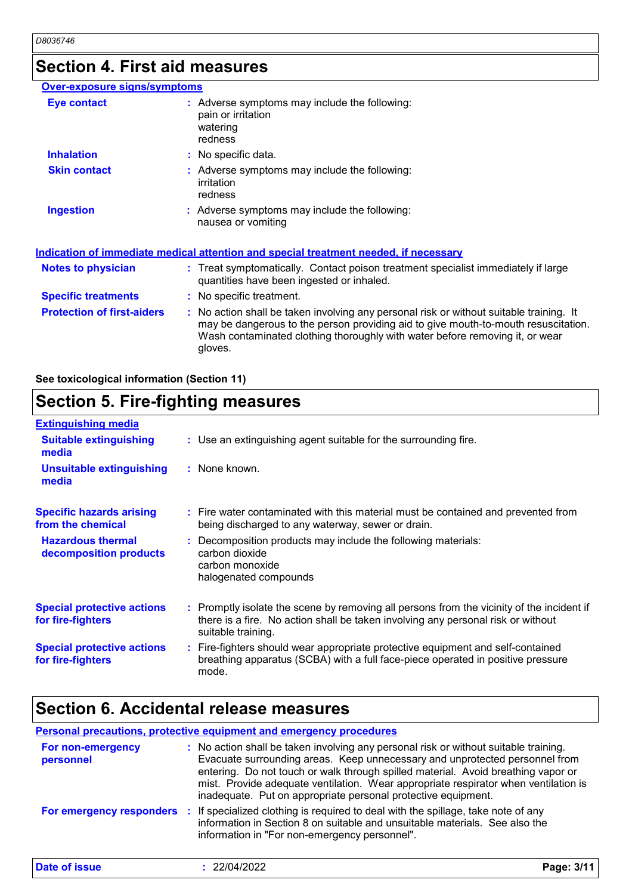## Section 4. First aid measures

### Over-exposure signs/symptoms

| | |
|---|---|
| **Eye contact** | Adverse symptoms may include the following:<br>pain or irritation<br>watering<br>redness |
| **Inhalation** | No specific data. |
| **Skin contact** | Adverse symptoms may include the following:<br>irritation<br>redness |
| **Ingestion** | Adverse symptoms may include the following:<br>nausea or vomiting |

### Indication of immediate medical attention and special treatment needed, if necessary

| | |
|---|---|
| **Notes to physician** | Treat symptomatically. Contact poison treatment specialist immediately if large quantities have been ingested or inhaled. |
| **Specific treatments** | No specific treatment. |
| **Protection of first-aiders** | No action shall be taken involving any personal risk or without suitable training. It may be dangerous to the person providing aid to give mouth-to-mouth resuscitation. Wash contaminated clothing thoroughly with water before removing it, or wear gloves. |

**See toxicological information (Section 11)**

## Section 5. Fire-fighting measures

### Extinguishing media

| | |
|---|---|
| **Suitable extinguishing media** | Use an extinguishing agent suitable for the surrounding fire. |
| **Unsuitable extinguishing media** | None known. |

| | |
|---|---|
| **Specific hazards arising from the chemical** | Fire water contaminated with this material must be contained and prevented from being discharged to any waterway, sewer or drain. |
| **Hazardous thermal decomposition products** | Decomposition products may include the following materials:<br>carbon dioxide<br>carbon monoxide<br>halogenated compounds |
| **Special protective actions for fire-fighters** | Promptly isolate the scene by removing all persons from the vicinity of the incident if there is a fire. No action shall be taken involving any personal risk or without suitable training. |
| **Special protective actions for fire-fighters** | Fire-fighters should wear appropriate protective equipment and self-contained breathing apparatus (SCBA) with a full face-piece operated in positive pressure mode. |

## Section 6. Accidental release measures

### Personal precautions, protective equipment and emergency procedures

| | |
|---|---|
| **For non-emergency personnel** | No action shall be taken involving any personal risk or without suitable training. Evacuate surrounding areas. Keep unnecessary and unprotected personnel from entering. Do not touch or walk through spilled material. Avoid breathing vapor or mist. Provide adequate ventilation. Wear appropriate respirator when ventilation is inadequate. Put on appropriate personal protective equipment. |
| **For emergency responders** | If specialized clothing is required to deal with the spillage, take note of any information in Section 8 on suitable and unsuitable materials. See also the information in "For non-emergency personnel". |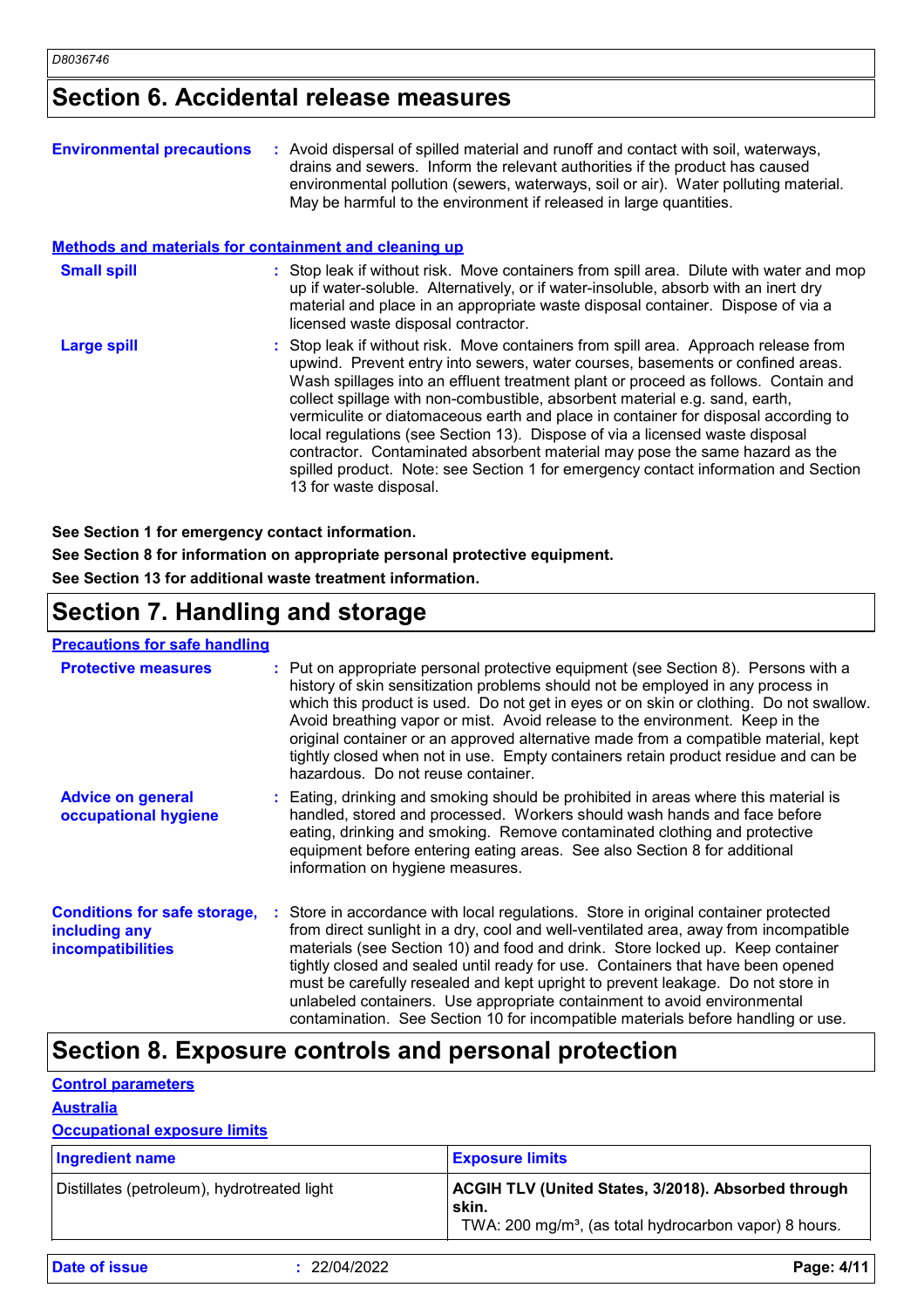## Section 6. Accidental release measures

**Environmental precautions** : Avoid dispersal of spilled material and runoff and contact with soil, waterways, drains and sewers. Inform the relevant authorities if the product has caused environmental pollution (sewers, waterways, soil or air). Water polluting material. May be harmful to the environment if released in large quantities.

### Methods and materials for containment and cleaning up

**Small spill** : Stop leak if without risk. Move containers from spill area. Dilute with water and mop up if water-soluble. Alternatively, or if water-insoluble, absorb with an inert dry material and place in an appropriate waste disposal container. Dispose of via a licensed waste disposal contractor.

**Large spill** : Stop leak if without risk. Move containers from spill area. Approach release from upwind. Prevent entry into sewers, water courses, basements or confined areas. Wash spillages into an effluent treatment plant or proceed as follows. Contain and collect spillage with non-combustible, absorbent material e.g. sand, earth, vermiculite or diatomaceous earth and place in container for disposal according to local regulations (see Section 13). Dispose of via a licensed waste disposal contractor. Contaminated absorbent material may pose the same hazard as the spilled product. Note: see Section 1 for emergency contact information and Section 13 for waste disposal.

**See Section 1 for emergency contact information.**

**See Section 8 for information on appropriate personal protective equipment.**

**See Section 13 for additional waste treatment information.**

## Section 7. Handling and storage

### Precautions for safe handling

**Protective measures** : Put on appropriate personal protective equipment (see Section 8). Persons with a history of skin sensitization problems should not be employed in any process in which this product is used. Do not get in eyes or on skin or clothing. Do not swallow. Avoid breathing vapor or mist. Avoid release to the environment. Keep in the original container or an approved alternative made from a compatible material, kept tightly closed when not in use. Empty containers retain product residue and can be hazardous. Do not reuse container.

**Advice on general occupational hygiene** : Eating, drinking and smoking should be prohibited in areas where this material is handled, stored and processed. Workers should wash hands and face before eating, drinking and smoking. Remove contaminated clothing and protective equipment before entering eating areas. See also Section 8 for additional information on hygiene measures.

**Conditions for safe storage, including any incompatibilities** : Store in accordance with local regulations. Store in original container protected from direct sunlight in a dry, cool and well-ventilated area, away from incompatible materials (see Section 10) and food and drink. Store locked up. Keep container tightly closed and sealed until ready for use. Containers that have been opened must be carefully resealed and kept upright to prevent leakage. Do not store in unlabeled containers. Use appropriate containment to avoid environmental contamination. See Section 10 for incompatible materials before handling or use.

## Section 8. Exposure controls and personal protection

### Control parameters

### Australia

### Occupational exposure limits

| Ingredient name | Exposure limits |
|---|---|
| Distillates (petroleum), hydrotreated light | **ACGIH TLV (United States, 3/2018). Absorbed through skin.** TWA: 200 mg/m³, (as total hydrocarbon vapor) 8 hours. |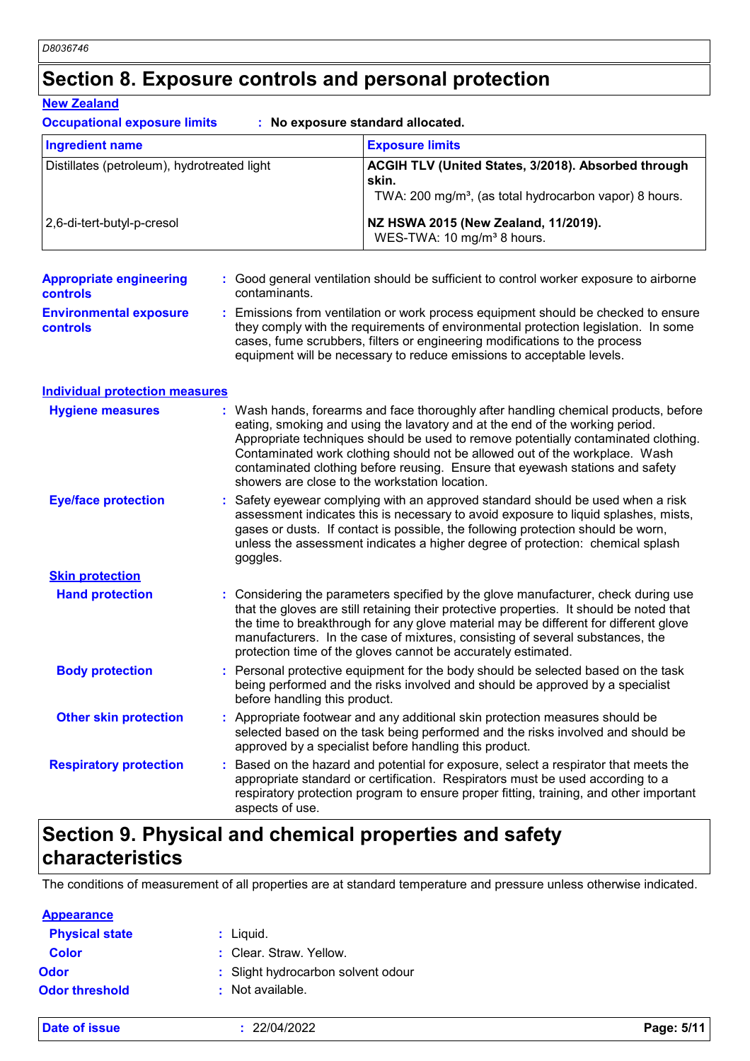# Section 8. Exposure controls and personal protection

**New Zealand**

**Occupational exposure limits** : **No exposure standard allocated.**

| Ingredient name | Exposure limits |
|---|---|
| Distillates (petroleum), hydrotreated light | **ACGIH TLV (United States, 3/2018). Absorbed through skin.** TWA: 200 mg/m³, (as total hydrocarbon vapor) 8 hours. |
| 2,6-di-tert-butyl-p-cresol | **NZ HSWA 2015 (New Zealand, 11/2019).** WES-TWA: 10 mg/m³ 8 hours. |

**Appropriate engineering controls** : Good general ventilation should be sufficient to control worker exposure to airborne contaminants.

**Environmental exposure controls** : Emissions from ventilation or work process equipment should be checked to ensure they comply with the requirements of environmental protection legislation. In some cases, fume scrubbers, filters or engineering modifications to the process equipment will be necessary to reduce emissions to acceptable levels.

**Individual protection measures**

**Hygiene measures** : Wash hands, forearms and face thoroughly after handling chemical products, before eating, smoking and using the lavatory and at the end of the working period. Appropriate techniques should be used to remove potentially contaminated clothing. Contaminated work clothing should not be allowed out of the workplace. Wash contaminated clothing before reusing. Ensure that eyewash stations and safety showers are close to the workstation location.

**Eye/face protection** : Safety eyewear complying with an approved standard should be used when a risk assessment indicates this is necessary to avoid exposure to liquid splashes, mists, gases or dusts. If contact is possible, the following protection should be worn, unless the assessment indicates a higher degree of protection: chemical splash goggles.

**Skin protection**

**Hand protection** : Considering the parameters specified by the glove manufacturer, check during use that the gloves are still retaining their protective properties. It should be noted that the time to breakthrough for any glove material may be different for different glove manufacturers. In the case of mixtures, consisting of several substances, the protection time of the gloves cannot be accurately estimated.

**Body protection** : Personal protective equipment for the body should be selected based on the task being performed and the risks involved and should be approved by a specialist before handling this product.

**Other skin protection** : Appropriate footwear and any additional skin protection measures should be selected based on the task being performed and the risks involved and should be approved by a specialist before handling this product.

**Respiratory protection** : Based on the hazard and potential for exposure, select a respirator that meets the appropriate standard or certification. Respirators must be used according to a respiratory protection program to ensure proper fitting, training, and other important aspects of use.

# Section 9. Physical and chemical properties and safety characteristics

The conditions of measurement of all properties are at standard temperature and pressure unless otherwise indicated.

**Appearance**

**Physical state** : Liquid.

**Color** : Clear. Straw. Yellow.

**Odor** : Slight hydrocarbon solvent odour

**Odor threshold** : Not available.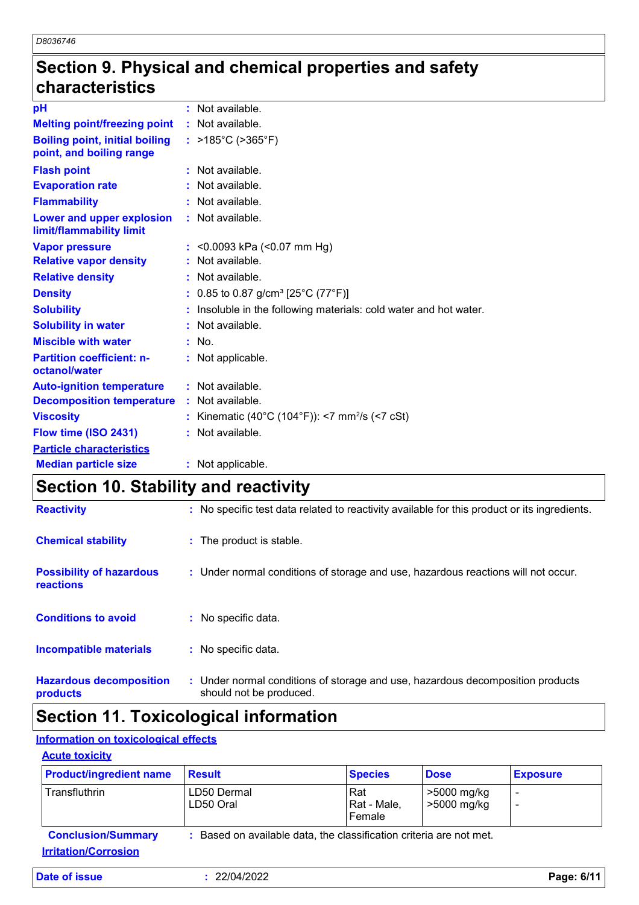# Section 9. Physical and chemical properties and safety characteristics

| | |
|---|---|
| **pH** | : Not available. |
| **Melting point/freezing point** | : Not available. |
| **Boiling point, initial boiling point, and boiling range** | : >185°C (>365°F) |
| **Flash point** | : Not available. |
| **Evaporation rate** | : Not available. |
| **Flammability** | : Not available. |
| **Lower and upper explosion limit/flammability limit** | : Not available. |
| **Vapor pressure** | : <0.0093 kPa (<0.07 mm Hg) |
| **Relative vapor density** | : Not available. |
| **Relative density** | : Not available. |
| **Density** | : 0.85 to 0.87 g/cm³ [25°C (77°F)] |
| **Solubility** | : Insoluble in the following materials: cold water and hot water. |
| **Solubility in water** | : Not available. |
| **Miscible with water** | : No. |
| **Partition coefficient: n-octanol/water** | : Not applicable. |
| **Auto-ignition temperature** | : Not available. |
| **Decomposition temperature** | : Not available. |
| **Viscosity** | : Kinematic (40°C (104°F)): <7 mm²/s (<7 cSt) |
| **Flow time (ISO 2431)** | : Not available. |

**Particle characteristics**

| | |
|---|---|
| **Median particle size** | : Not applicable. |

# Section 10. Stability and reactivity

| | |
|---|---|
| **Reactivity** | : No specific test data related to reactivity available for this product or its ingredients. |
| **Chemical stability** | : The product is stable. |
| **Possibility of hazardous reactions** | : Under normal conditions of storage and use, hazardous reactions will not occur. |
| **Conditions to avoid** | : No specific data. |
| **Incompatible materials** | : No specific data. |
| **Hazardous decomposition products** | : Under normal conditions of storage and use, hazardous decomposition products should not be produced. |

# Section 11. Toxicological information

**Information on toxicological effects**

**Acute toxicity**

| Product/ingredient name | Result | Species | Dose | Exposure |
|---|---|---|---|---|
| Transfluthrin | LD50 Dermal | Rat | >5000 mg/kg | - |
| | LD50 Oral | Rat - Male, Female | >5000 mg/kg | - |

**Conclusion/Summary** : Based on available data, the classification criteria are not met.

**Irritation/Corrosion**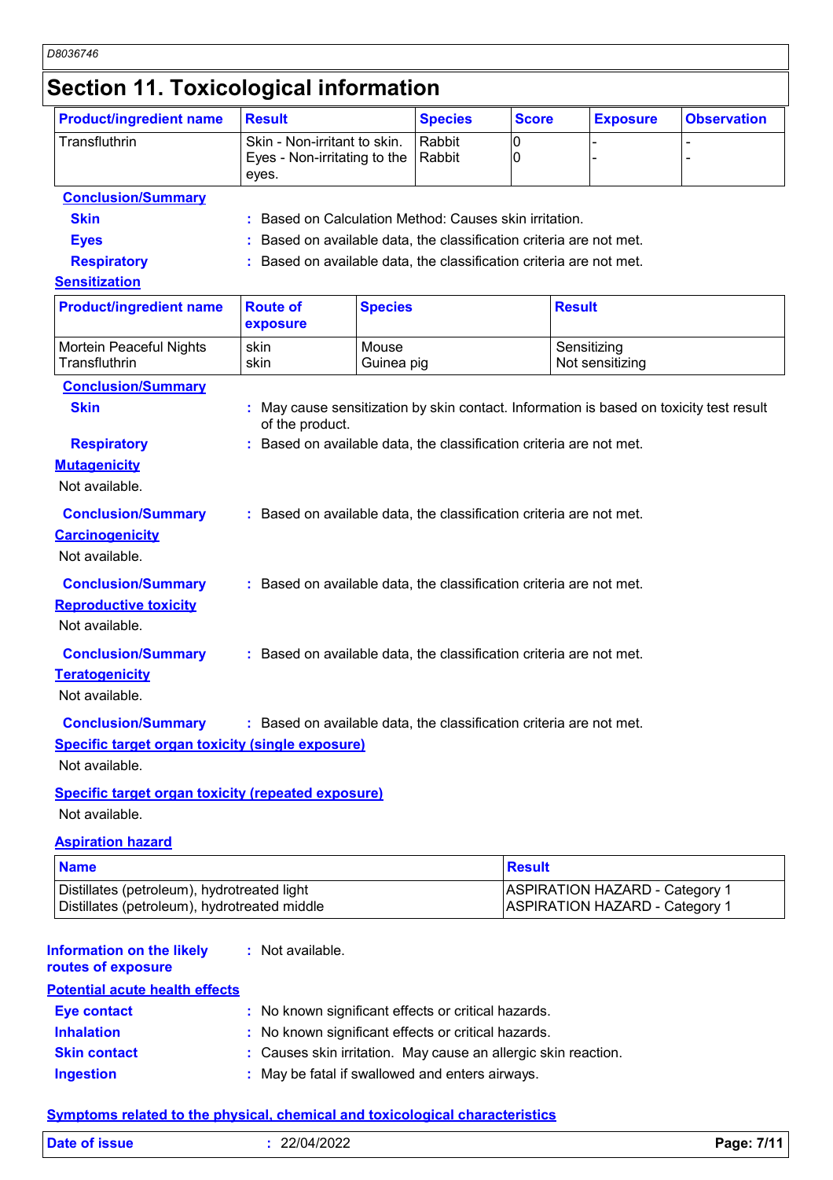# Section 11. Toxicological information

| Product/ingredient name | Result | Species | Score | Exposure | Observation |
|---|---|---|---|---|---|
| Transfluthrin | Skin - Non-irritant to skin.<br>Eyes - Non-irritating to the eyes. | Rabbit<br>Rabbit | 0<br>0 | -<br>- | -<br>- |

**Conclusion/Summary**

**Skin** : Based on Calculation Method: Causes skin irritation.

**Eyes** : Based on available data, the classification criteria are not met.

**Respiratory** : Based on available data, the classification criteria are not met.

**Sensitization**

| Product/ingredient name | Route of exposure | Species | Result |
|---|---|---|---|
| Mortein Peaceful Nights | skin | Mouse | Sensitizing |
| Transfluthrin | skin | Guinea pig | Not sensitizing |

**Conclusion/Summary**

**Skin** : May cause sensitization by skin contact. Information is based on toxicity test result of the product.

**Respiratory** : Based on available data, the classification criteria are not met.

**Mutagenicity**

Not available.

**Conclusion/Summary** : Based on available data, the classification criteria are not met.

**Carcinogenicity**

Not available.

**Conclusion/Summary** : Based on available data, the classification criteria are not met.

**Reproductive toxicity**

Not available.

**Conclusion/Summary** : Based on available data, the classification criteria are not met.

**Teratogenicity**

Not available.

**Conclusion/Summary** : Based on available data, the classification criteria are not met.

**Specific target organ toxicity (single exposure)**

Not available.

**Specific target organ toxicity (repeated exposure)**

Not available.

**Aspiration hazard**

| Name | Result |
|---|---|
| Distillates (petroleum), hydrotreated light | ASPIRATION HAZARD - Category 1 |
| Distillates (petroleum), hydrotreated middle | ASPIRATION HAZARD - Category 1 |

**Information on the likely routes of exposure** : Not available.

**Potential acute health effects**

**Eye contact** : No known significant effects or critical hazards.

**Inhalation** : No known significant effects or critical hazards.

**Skin contact** : Causes skin irritation. May cause an allergic skin reaction.

**Ingestion** : May be fatal if swallowed and enters airways.

**Symptoms related to the physical, chemical and toxicological characteristics**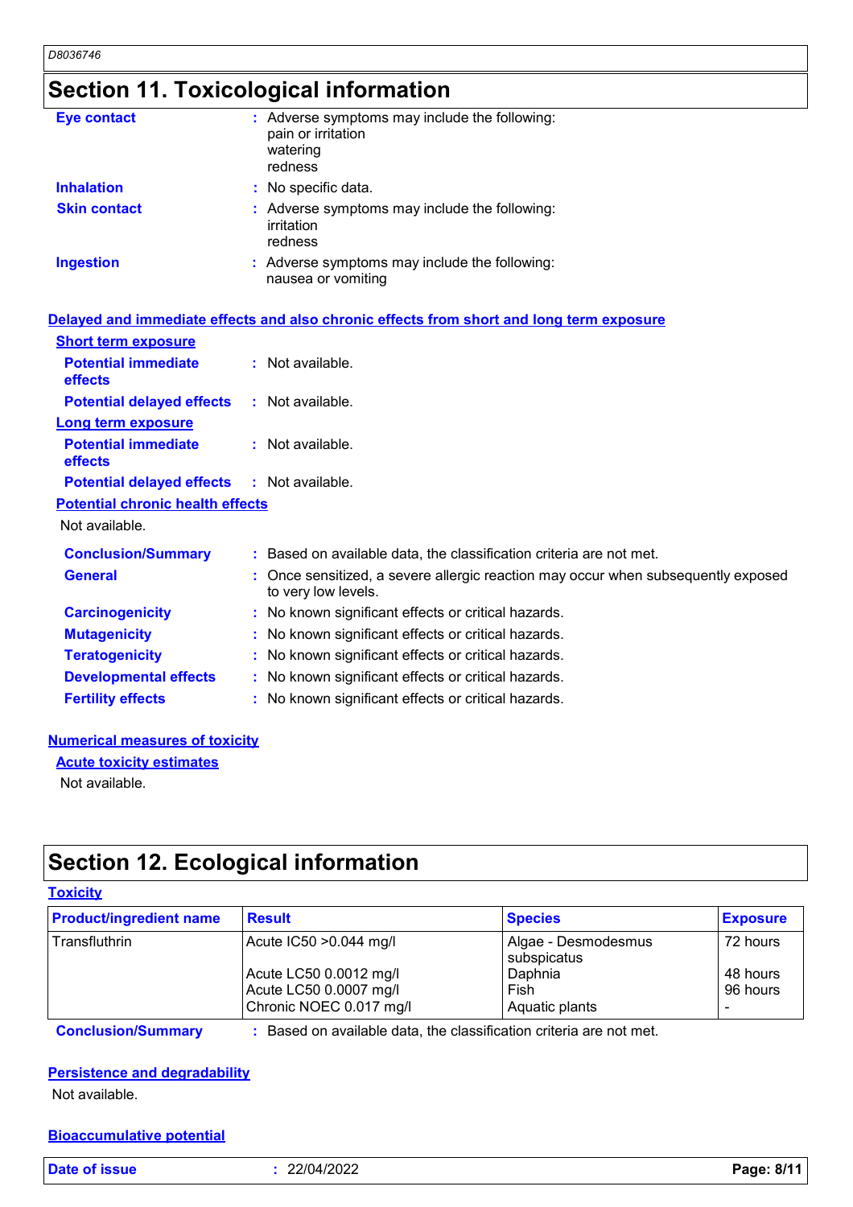## Section 11. Toxicological information

**Eye contact** : Adverse symptoms may include the following:
pain or irritation
watering
redness

**Inhalation** : No specific data.

**Skin contact** : Adverse symptoms may include the following:
irritation
redness

**Ingestion** : Adverse symptoms may include the following:
nausea or vomiting

### Delayed and immediate effects and also chronic effects from short and long term exposure

**Short term exposure**

**Potential immediate effects** : Not available.

**Potential delayed effects** : Not available.

**Long term exposure**

**Potential immediate effects** : Not available.

**Potential delayed effects** : Not available.

**Potential chronic health effects**

Not available.

**Conclusion/Summary** : Based on available data, the classification criteria are not met.

**General** : Once sensitized, a severe allergic reaction may occur when subsequently exposed to very low levels.

**Carcinogenicity** : No known significant effects or critical hazards.

**Mutagenicity** : No known significant effects or critical hazards.

**Teratogenicity** : No known significant effects or critical hazards.

**Developmental effects** : No known significant effects or critical hazards.

**Fertility effects** : No known significant effects or critical hazards.

### Numerical measures of toxicity

**Acute toxicity estimates**

Not available.

## Section 12. Ecological information

### Toxicity

| Product/ingredient name | Result | Species | Exposure |
|---|---|---|---|
| Transfluthrin | Acute IC50 >0.044 mg/l | Algae - Desmodesmus subspicatus | 72 hours |
| | Acute LC50 0.0012 mg/l | Daphnia | 48 hours |
| | Acute LC50 0.0007 mg/l | Fish | 96 hours |
| | Chronic NOEC 0.017 mg/l | Aquatic plants | - |

**Conclusion/Summary** : Based on available data, the classification criteria are not met.

### Persistence and degradability

Not available.

### Bioaccumulative potential

**Date of issue** : 22/04/2022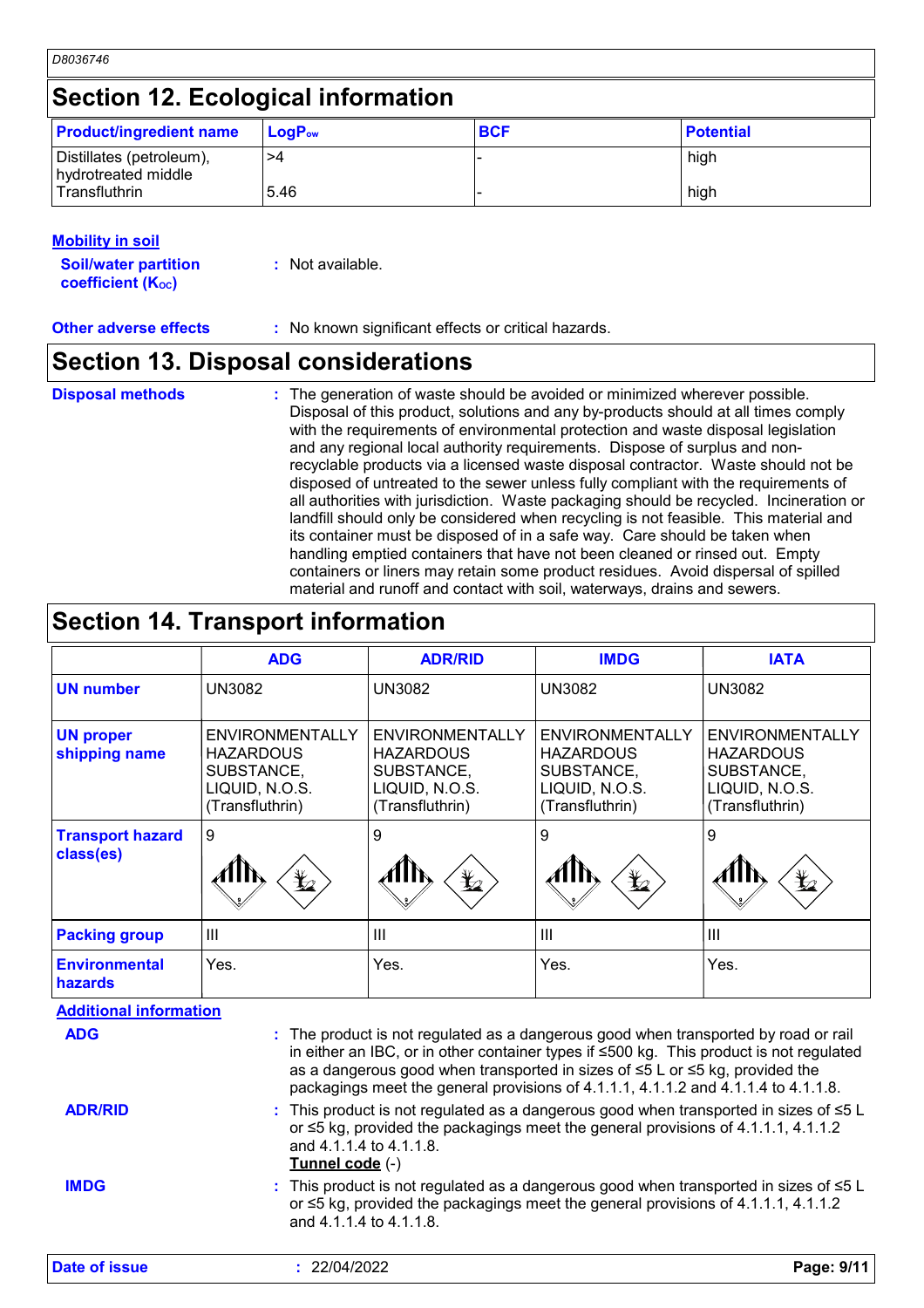D8036746

## Section 12. Ecological information

| Product/ingredient name | $LogP_{ow}$ | BCF | Potential |
|---|---|---|---|
| Distillates (petroleum), hydrotreated middle | >4 | - | high |
| Transfluthrin | 5.46 | - | high |

**Mobility in soil**

**Soil/water partition coefficient ($K_{OC}$)** : Not available.

**Other adverse effects** : No known significant effects or critical hazards.

## Section 13. Disposal considerations

**Disposal methods** : The generation of waste should be avoided or minimized wherever possible. Disposal of this product, solutions and any by-products should at all times comply with the requirements of environmental protection and waste disposal legislation and any regional local authority requirements. Dispose of surplus and non-recyclable products via a licensed waste disposal contractor. Waste should not be disposed of untreated to the sewer unless fully compliant with the requirements of all authorities with jurisdiction. Waste packaging should be recycled. Incineration or landfill should only be considered when recycling is not feasible. This material and its container must be disposed of in a safe way. Care should be taken when handling emptied containers that have not been cleaned or rinsed out. Empty containers or liners may retain some product residues. Avoid dispersal of spilled material and runoff and contact with soil, waterways, drains and sewers.

## Section 14. Transport information

| | ADG | ADR/RID | IMDG | IATA |
|---|---|---|---|---|
| UN number | UN3082 | UN3082 | UN3082 | UN3082 |
| UN proper shipping name | ENVIRONMENTALLY HAZARDOUS SUBSTANCE, LIQUID, N.O.S. (Transfluthrin) | ENVIRONMENTALLY HAZARDOUS SUBSTANCE, LIQUID, N.O.S. (Transfluthrin) | ENVIRONMENTALLY HAZARDOUS SUBSTANCE, LIQUID, N.O.S. (Transfluthrin) | ENVIRONMENTALLY HAZARDOUS SUBSTANCE, LIQUID, N.O.S. (Transfluthrin) |
| Transport hazard class(es) | 9 | 9 | 9 | 9 |
| Packing group | III | III | III | III |
| Environmental hazards | Yes. | Yes. | Yes. | Yes. |

**Additional information**

**ADG** : The product is not regulated as a dangerous good when transported by road or rail in either an IBC, or in other container types if ≤500 kg. This product is not regulated as a dangerous good when transported in sizes of ≤5 L or ≤5 kg, provided the packagings meet the general provisions of 4.1.1.1, 4.1.1.2 and 4.1.1.4 to 4.1.1.8.

**ADR/RID** : This product is not regulated as a dangerous good when transported in sizes of ≤5 L or ≤5 kg, provided the packagings meet the general provisions of 4.1.1.1, 4.1.1.2 and 4.1.1.4 to 4.1.1.8.
**Tunnel code** (-)

**IMDG** : This product is not regulated as a dangerous good when transported in sizes of ≤5 L or ≤5 kg, provided the packagings meet the general provisions of 4.1.1.1, 4.1.1.2 and 4.1.1.4 to 4.1.1.8.

**Date of issue** : 22/04/2022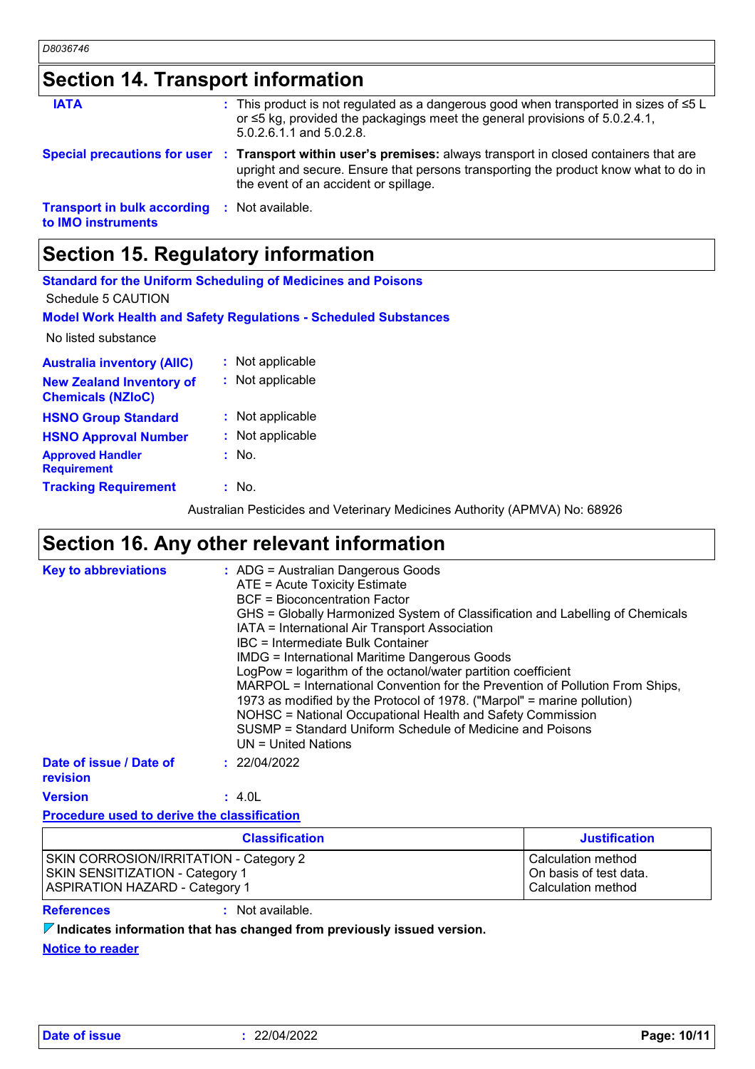## Section 14. Transport information

**IATA** : This product is not regulated as a dangerous good when transported in sizes of ≤5 L or ≤5 kg, provided the packagings meet the general provisions of 5.0.2.4.1, 5.0.2.6.1.1 and 5.0.2.8.

**Special precautions for user** : **Transport within user's premises:** always transport in closed containers that are upright and secure. Ensure that persons transporting the product know what to do in the event of an accident or spillage.

**Transport in bulk according to IMO instruments** : Not available.

## Section 15. Regulatory information

**Standard for the Uniform Scheduling of Medicines and Poisons**

Schedule 5 CAUTION

**Model Work Health and Safety Regulations - Scheduled Substances**

No listed substance

**Australia inventory (AIIC)** : Not applicable

**New Zealand Inventory of Chemicals (NZIoC)** : Not applicable

**HSNO Group Standard** : Not applicable

**HSNO Approval Number** : Not applicable

**Approved Handler Requirement** : No.

**Tracking Requirement** : No.

Australian Pesticides and Veterinary Medicines Authority (APMVA) No: 68926

## Section 16. Any other relevant information

**Key to abbreviations** :
ADG = Australian Dangerous Goods
ATE = Acute Toxicity Estimate
BCF = Bioconcentration Factor
GHS = Globally Harmonized System of Classification and Labelling of Chemicals
IATA = International Air Transport Association
IBC = Intermediate Bulk Container
IMDG = International Maritime Dangerous Goods
LogPow = logarithm of the octanol/water partition coefficient
MARPOL = International Convention for the Prevention of Pollution From Ships, 1973 as modified by the Protocol of 1978. ("Marpol" = marine pollution)
NOHSC = National Occupational Health and Safety Commission
SUSMP = Standard Uniform Schedule of Medicine and Poisons
UN = United Nations

**Date of issue / Date of revision** : 22/04/2022

**Version** : 4.0L

**Procedure used to derive the classification**

| Classification | Justification |
|---|---|
| SKIN CORROSION/IRRITATION - Category 2 | Calculation method |
| SKIN SENSITIZATION - Category 1 | On basis of test data. |
| ASPIRATION HAZARD - Category 1 | Calculation method |

**References** : Not available.

**Indicates information that has changed from previously issued version.**

**Notice to reader**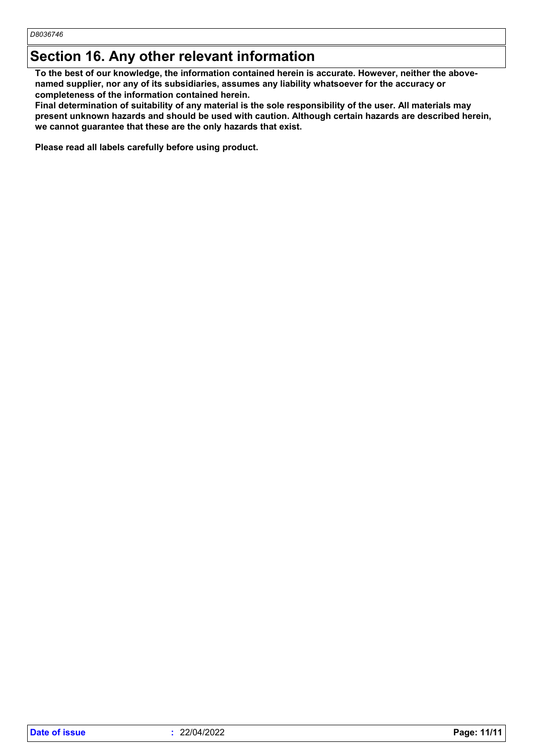# Section 16. Any other relevant information

**To the best of our knowledge, the information contained herein is accurate. However, neither the above-named supplier, nor any of its subsidiaries, assumes any liability whatsoever for the accuracy or completeness of the information contained herein.**
**Final determination of suitability of any material is the sole responsibility of the user. All materials may present unknown hazards and should be used with caution. Although certain hazards are described herein, we cannot guarantee that these are the only hazards that exist.**

**Please read all labels carefully before using product.**